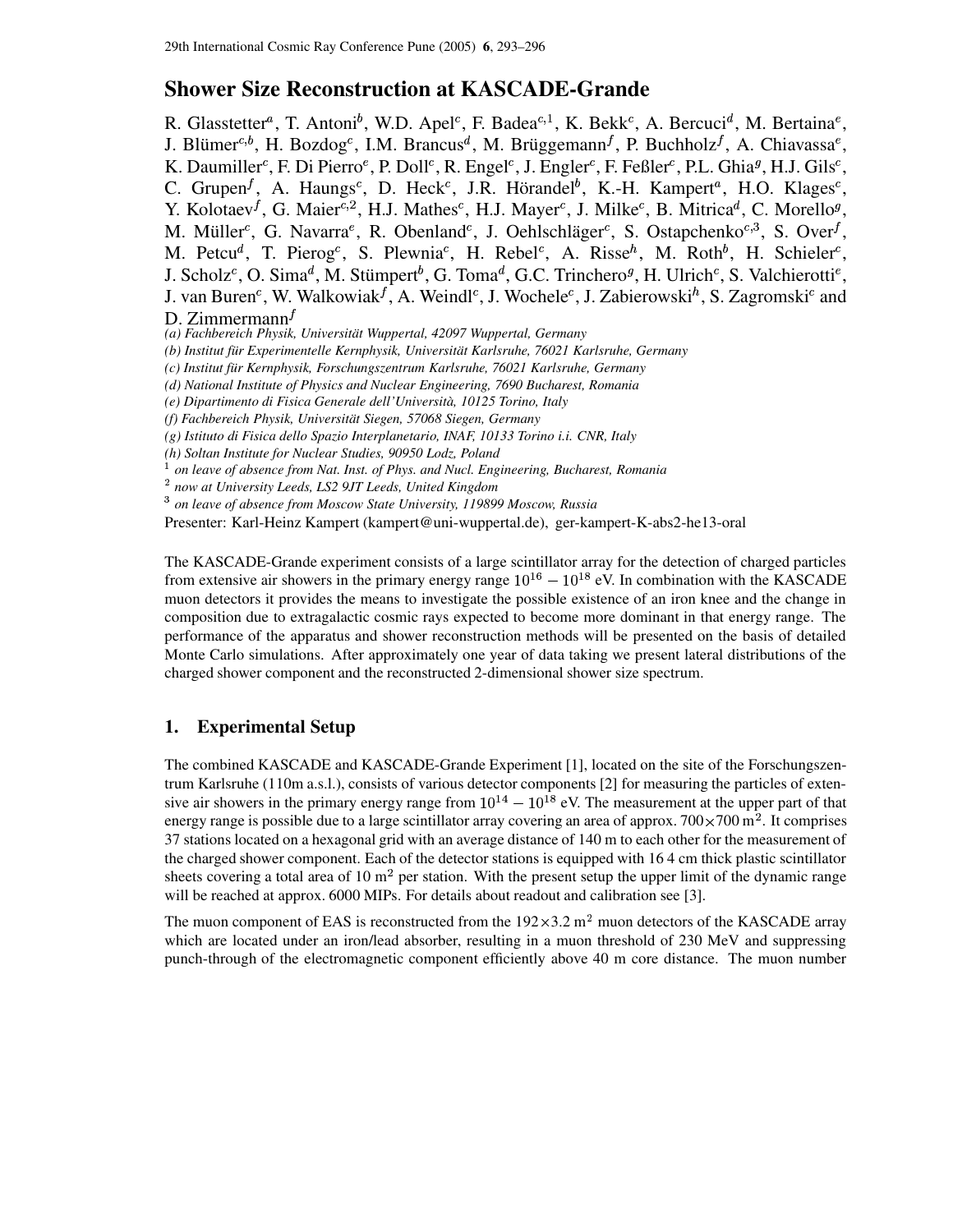# Shower Size Reconstruction at KASCADE-Grande

R. Glasstetter[a], T. Antoni[b], W.D. Apel[c], F. Badea[c,1], K. Bekk[c], A. Bercuci[d], M. Bertaina[e], J. Blümer[c,b], H. Bozdog[c], I.M. Brancus[d], M. Brüggemann[f], P. Buchholz[f], A. Chiavassa[e], K. Daumiller[c], F. Di Pierro[e], P. Doll[c], R. Engel[c], J. Engler[c], F. Feßler[c], P.L. Ghia[g], H.J. Gils[c], C. Grupen[f], A. Haungs[c], D. Heck[c], J.R. Hörandel[b], K.-H. Kampert[a], H.O. Klages[c], Y. Kolotaev[f], G. Maier[c,2], H.J. Mathes[c], H.J. Mayer[c], J. Milke[c], B. Mitrica[d], C. Morello[g], M. Müller[c], G. Navarra[e], R. Obenland[c], J. Oehlschläger[c], S. Ostapchenko[c,3], S. Over[f], M. Petcu[d], T. Pierog[c], S. Plewnia[c], H. Rebel[c], A. Risse[h], M. Roth[b], H. Schieler[c], J. Scholz[c], O. Sima[d], M. Stümpert[b], G. Toma[d], G.C. Trinchero[g], H. Ulrich[c], S. Valchierotti[e], J. van Buren[c], W. Walkowiak[f], A. Weindl[c], J. Wochele[c], J. Zabierowski[h], S. Zagromski[c] and D. Zimmermann[f]

*(a) Fachbereich Physik, Universität Wuppertal, 42097 Wuppertal, Germany*
*(b) Institut für Experimentelle Kernphysik, Universität Karlsruhe, 76021 Karlsruhe, Germany*
*(c) Institut für Kernphysik, Forschungszentrum Karlsruhe, 76021 Karlsruhe, Germany*
*(d) National Institute of Physics and Nuclear Engineering, 7690 Bucharest, Romania*
*(e) Dipartimento di Fisica Generale dell'Università, 10125 Torino, Italy*
*(f) Fachbereich Physik, Universität Siegen, 57068 Siegen, Germany*
*(g) Istituto di Fisica dello Spazio Interplanetario, INAF, 10133 Torino i.i. CNR, Italy*
*(h) Soltan Institute for Nuclear Studies, 90950 Lodz, Poland*
[1] *on leave of absence from Nat. Inst. of Phys. and Nucl. Engineering, Bucharest, Romania*
[2] *now at University Leeds, LS2 9JT Leeds, United Kingdom*
[3] *on leave of absence from Moscow State University, 119899 Moscow, Russia*

Presenter: Karl-Heinz Kampert (kampert@uni-wuppertal.de), ger-kampert-K-abs2-he13-oral

The KASCADE-Grande experiment consists of a large scintillator array for the detection of charged particles from extensive air showers in the primary energy range $10^{16} - 10^{18}$ eV. In combination with the KASCADE muon detectors it provides the means to investigate the possible existence of an iron knee and the change in composition due to extragalactic cosmic rays expected to become more dominant in that energy range. The performance of the apparatus and shower reconstruction methods will be presented on the basis of detailed Monte Carlo simulations. After approximately one year of data taking we present lateral distributions of the charged shower component and the reconstructed 2-dimensional shower size spectrum.

## 1. Experimental Setup

The combined KASCADE and KASCADE-Grande Experiment [1], located on the site of the Forschungszentrum Karlsruhe (110m a.s.l.), consists of various detector components [2] for measuring the particles of extensive air showers in the primary energy range from $10^{14} - 10^{18}$ eV. The measurement at the upper part of that energy range is possible due to a large scintillator array covering an area of approx. $700 \times 700\,\mathrm{m}^2$. It comprises 37 stations located on a hexagonal grid with an average distance of 140 m to each other for the measurement of the charged shower component. Each of the detector stations is equipped with 16 4 cm thick plastic scintillator sheets covering a total area of 10 $\mathrm{m}^2$ per station. With the present setup the upper limit of the dynamic range will be reached at approx. 6000 MIPs. For details about readout and calibration see [3].

The muon component of EAS is reconstructed from the $192 \times 3.2\,\mathrm{m}^2$ muon detectors of the KASCADE array which are located under an iron/lead absorber, resulting in a muon threshold of 230 MeV and suppressing punch-through of the electromagnetic component efficiently above 40 m core distance. The muon number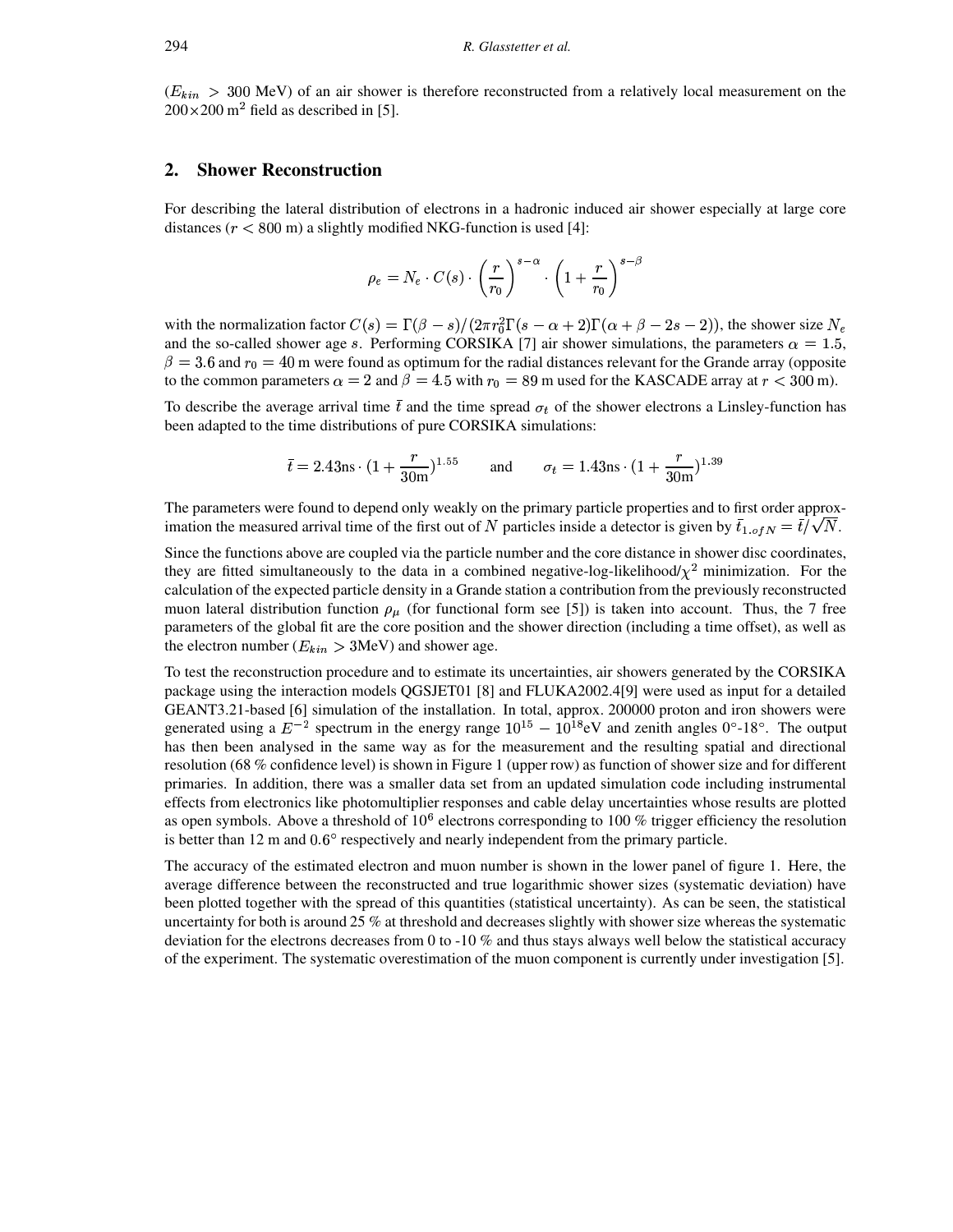($E_{kin} > 300$ MeV) of an air shower is therefore reconstructed from a relatively local measurement on the $200 \times 200$ m$^2$ field as described in [5].

## 2. Shower Reconstruction

For describing the lateral distribution of electrons in a hadronic induced air shower especially at large core distances ($r < 800$ m) a slightly modified NKG-function is used [4]:

$$\rho_e = N_e \cdot C(s) \cdot \left(\frac{r}{r_0}\right)^{s-\alpha} \cdot \left(1 + \frac{r}{r_0}\right)^{s-\beta}$$

with the normalization factor $C(s) = \Gamma(\beta - s)/(2\pi r_0^2 \Gamma(s - \alpha + 2)\Gamma(\alpha + \beta - 2s - 2))$, the shower size $N_e$ and the so-called shower age $s$. Performing CORSIKA [7] air shower simulations, the parameters $\alpha = 1.5$, $\beta = 3.6$ and $r_0 = 40$ m were found as optimum for the radial distances relevant for the Grande array (opposite to the common parameters $\alpha = 2$ and $\beta = 4.5$ with $r_0 = 89$ m used for the KASCADE array at $r < 300$ m).

To describe the average arrival time $\bar{t}$ and the time spread $\sigma_t$ of the shower electrons a Linsley-function has been adapted to the time distributions of pure CORSIKA simulations:

$$\bar{t} = 2.43\text{ns} \cdot (1 + \frac{r}{30\text{m}})^{1.55} \qquad \text{and} \qquad \sigma_t = 1.43\text{ns} \cdot (1 + \frac{r}{30\text{m}})^{1.39}$$

The parameters were found to depend only weakly on the primary particle properties and to first order approximation the measured arrival time of the first out of $N$ particles inside a detector is given by $\bar{t}_{1.ofN} = \bar{t}/\sqrt{N}$.

Since the functions above are coupled via the particle number and the core distance in shower disc coordinates, they are fitted simultaneously to the data in a combined negative-log-likelihood/$\chi^2$ minimization. For the calculation of the expected particle density in a Grande station a contribution from the previously reconstructed muon lateral distribution function $\rho_\mu$ (for functional form see [5]) is taken into account. Thus, the 7 free parameters of the global fit are the core position and the shower direction (including a time offset), as well as the electron number ($E_{kin} > 3$MeV) and shower age.

To test the reconstruction procedure and to estimate its uncertainties, air showers generated by the CORSIKA package using the interaction models QGSJET01 [8] and FLUKA2002.4[9] were used as input for a detailed GEANT3.21-based [6] simulation of the installation. In total, approx. 200000 proton and iron showers were generated using a $E^{-2}$ spectrum in the energy range $10^{15} - 10^{18}$eV and zenith angles $0°$-$18°$. The output has then been analysed in the same way as for the measurement and the resulting spatial and directional resolution (68 % confidence level) is shown in Figure 1 (upper row) as function of shower size and for different primaries. In addition, there was a smaller data set from an updated simulation code including instrumental effects from electronics like photomultiplier responses and cable delay uncertainties whose results are plotted as open symbols. Above a threshold of $10^6$ electrons corresponding to 100 % trigger efficiency the resolution is better than 12 m and $0.6°$ respectively and nearly independent from the primary particle.

The accuracy of the estimated electron and muon number is shown in the lower panel of figure 1. Here, the average difference between the reconstructed and true logarithmic shower sizes (systematic deviation) have been plotted together with the spread of this quantities (statistical uncertainty). As can be seen, the statistical uncertainty for both is around 25 % at threshold and decreases slightly with shower size whereas the systematic deviation for the electrons decreases from 0 to -10 % and thus stays always well below the statistical accuracy of the experiment. The systematic overestimation of the muon component is currently under investigation [5].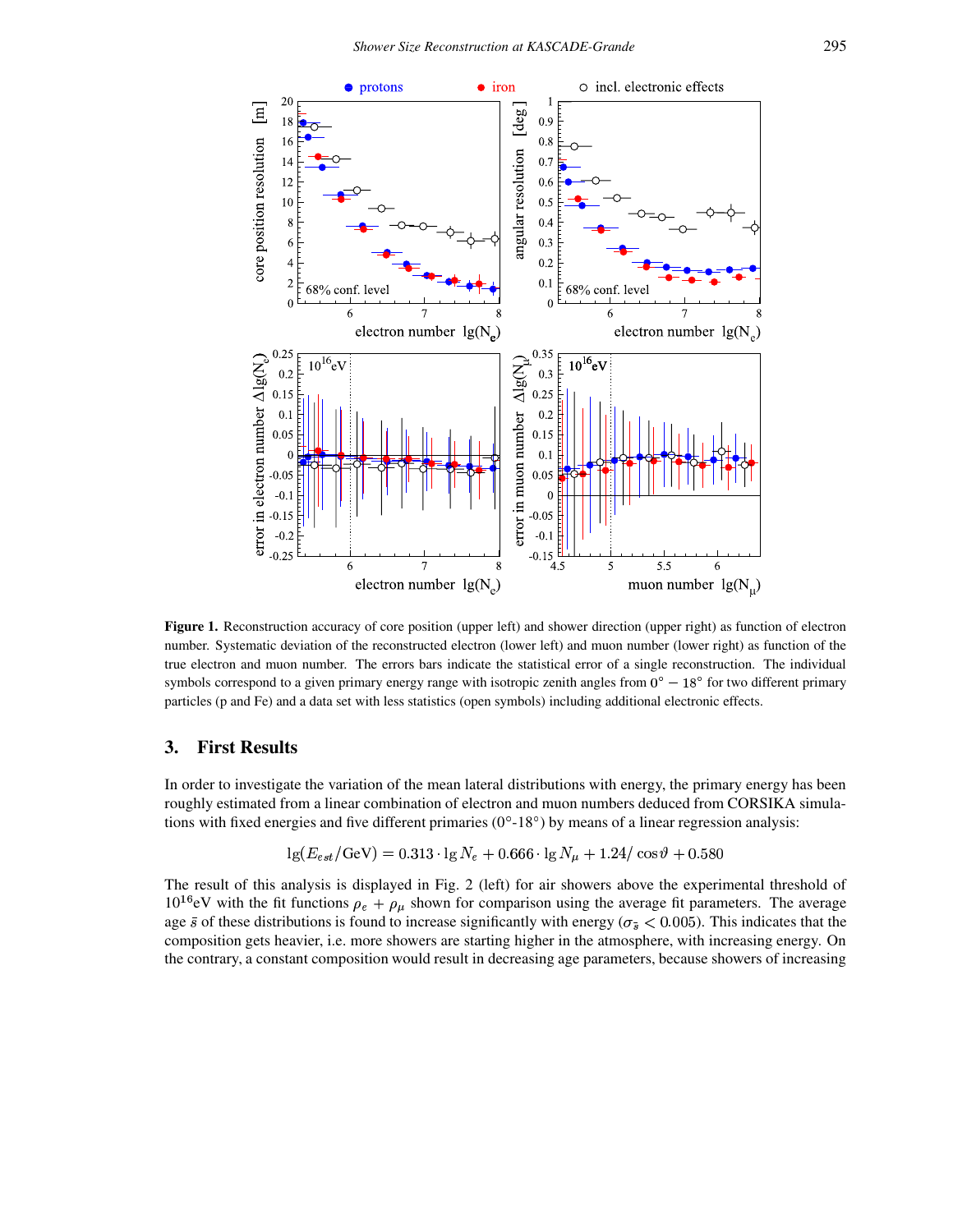**Figure 1.** Reconstruction accuracy of core position (upper left) and shower direction (upper right) as function of electron number. Systematic deviation of the reconstructed electron (lower left) and muon number (lower right) as function of the true electron and muon number. The errors bars indicate the statistical error of a single reconstruction. The individual symbols correspond to a given primary energy range with isotropic zenith angles from $0^\circ - 18^\circ$ for two different primary particles (p and Fe) and a data set with less statistics (open symbols) including additional electronic effects.

## 3. First Results

In order to investigate the variation of the mean lateral distributions with energy, the primary energy has been roughly estimated from a linear combination of electron and muon numbers deduced from CORSIKA simulations with fixed energies and five different primaries (0°-18°) by means of a linear regression analysis:

$$\lg(E_{est}/\mathrm{GeV}) = 0.313 \cdot \lg N_e + 0.666 \cdot \lg N_\mu + 1.24/\cos\vartheta + 0.580$$

The result of this analysis is displayed in Fig. 2 (left) for air showers above the experimental threshold of $10^{16}$eV with the fit functions $\rho_e + \rho_\mu$ shown for comparison using the average fit parameters. The average age $\bar{s}$ of these distributions is found to increase significantly with energy ($\sigma_{\bar{s}} < 0.005$). This indicates that the composition gets heavier, i.e. more showers are starting higher in the atmosphere, with increasing energy. On the contrary, a constant composition would result in decreasing age parameters, because showers of increasing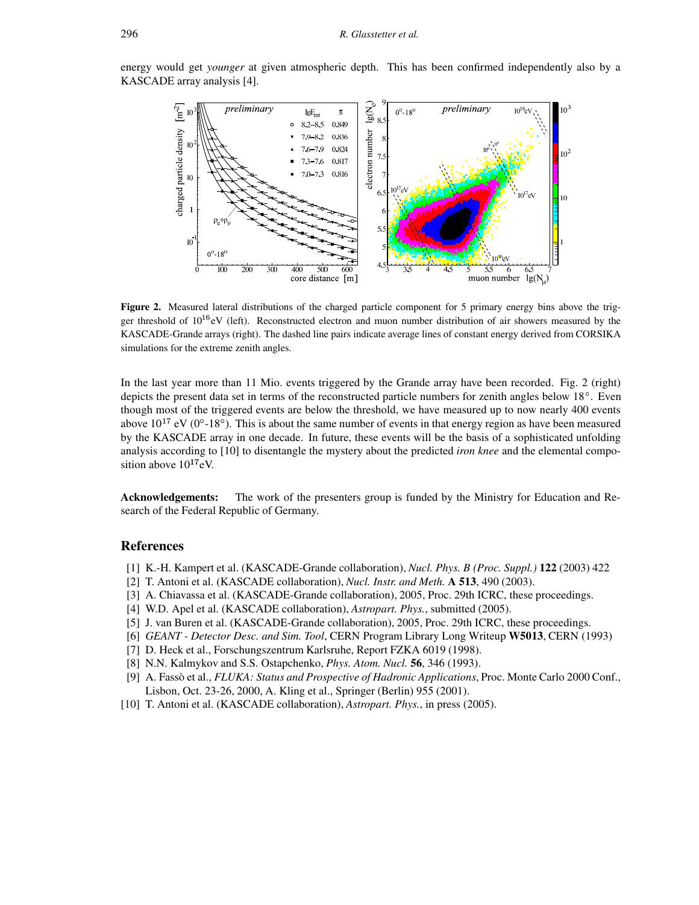energy would get *younger* at given atmospheric depth. This has been confirmed independently also by a KASCADE array analysis [4].

preliminary

charged particle density [m$^{-2}$]

core distance [m]

lgE$_{est}$ s̄

8.2–8.5 0.849

7.9–8.2 0.836

7.6–7.9 0.824

7.3–7.6 0.817

7.0–7.3 0.816

$\rho_e+\rho_\mu$

0°-18°

preliminary

electron number lg(N$_e$)

muon number lg(N$_\mu$)

0°-18°

10$^{18}$eV

10$^{17}$eV

10$^{16}$eV

10$^{15}$eV

18°

0°

**Figure 2.** Measured lateral distributions of the charged particle component for 5 primary energy bins above the trigger threshold of $10^{16}$eV (left). Reconstructed electron and muon number distribution of air showers measured by the KASCADE-Grande arrays (right). The dashed line pairs indicate average lines of constant energy derived from CORSIKA simulations for the extreme zenith angles.

In the last year more than 11 Mio. events triggered by the Grande array have been recorded. Fig. 2 (right) depicts the present data set in terms of the reconstructed particle numbers for zenith angles below 18°. Even though most of the triggered events are below the threshold, we have measured up to now nearly 400 events above $10^{17}$ eV (0°-18°). This is about the same number of events in that energy region as have been measured by the KASCADE array in one decade. In future, these events will be the basis of a sophisticated unfolding analysis according to [10] to disentangle the mystery about the predicted *iron knee* and the elemental composition above $10^{17}$eV.

**Acknowledgements:** The work of the presenters group is funded by the Ministry for Education and Research of the Federal Republic of Germany.

## References

[1] K.-H. Kampert et al. (KASCADE-Grande collaboration), *Nucl. Phys. B (Proc. Suppl.)* **122** (2003) 422

[2] T. Antoni et al. (KASCADE collaboration), *Nucl. Instr. and Meth.* **A 513**, 490 (2003).

[3] A. Chiavassa et al. (KASCADE-Grande collaboration), 2005, Proc. 29th ICRC, these proceedings.

[4] W.D. Apel et al. (KASCADE collaboration), *Astropart. Phys.*, submitted (2005).

[5] J. van Buren et al. (KASCADE-Grande collaboration), 2005, Proc. 29th ICRC, these proceedings.

[6] *GEANT - Detector Desc. and Sim. Tool*, CERN Program Library Long Writeup **W5013**, CERN (1993)

[7] D. Heck et al., Forschungszentrum Karlsruhe, Report FZKA 6019 (1998).

[8] N.N. Kalmykov and S.S. Ostapchenko, *Phys. Atom. Nucl.* **56**, 346 (1993).

[9] A. Fassò et al., *FLUKA: Status and Prospective of Hadronic Applications*, Proc. Monte Carlo 2000 Conf., Lisbon, Oct. 23-26, 2000, A. Kling et al., Springer (Berlin) 955 (2001).

[10] T. Antoni et al. (KASCADE collaboration), *Astropart. Phys.*, in press (2005).